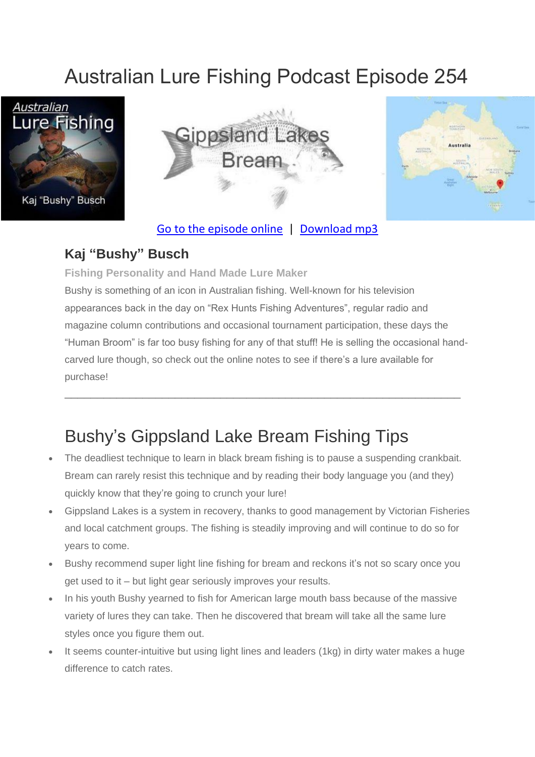# Australian Lure Fishing Podcast Episode 254

Go to the episode online | Download mp3

### Kaj "Bushy" Busch

**Fishing Personality and Hand Made Lure Maker**

Bushy is something of an icon in Australian fishing. Well-known for his television appearances back in the day on "Rex Hunts Fishing Adventures", regular radio and magazine column contributions and occasional tournament participation, these days the "Human Broom" is far too busy fishing for any of that stuff! He is selling the occasional hand-carved lure though, so check out the online notes to see if there's a lure available for purchase!

---

## Bushy's Gippsland Lake Bream Fishing Tips

- The deadliest technique to learn in black bream fishing is to pause a suspending crankbait. Bream can rarely resist this technique and by reading their body language you (and they) quickly know that they're going to crunch your lure!
- Gippsland Lakes is a system in recovery, thanks to good management by Victorian Fisheries and local catchment groups. The fishing is steadily improving and will continue to do so for years to come.
- Bushy recommend super light line fishing for bream and reckons it's not so scary once you get used to it – but light gear seriously improves your results.
- In his youth Bushy yearned to fish for American large mouth bass because of the massive variety of lures they can take. Then he discovered that bream will take all the same lure styles once you figure them out.
- It seems counter-intuitive but using light lines and leaders (1kg) in dirty water makes a huge difference to catch rates.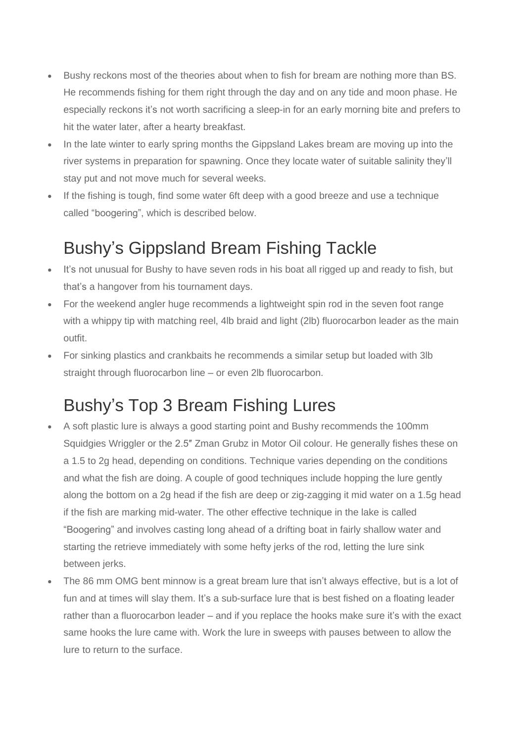- Bushy reckons most of the theories about when to fish for bream are nothing more than BS. He recommends fishing for them right through the day and on any tide and moon phase. He especially reckons it's not worth sacrificing a sleep-in for an early morning bite and prefers to hit the water later, after a hearty breakfast.
- In the late winter to early spring months the Gippsland Lakes bream are moving up into the river systems in preparation for spawning. Once they locate water of suitable salinity they'll stay put and not move much for several weeks.
- If the fishing is tough, find some water 6ft deep with a good breeze and use a technique called "boogering", which is described below.

## Bushy's Gippsland Bream Fishing Tackle

- It's not unusual for Bushy to have seven rods in his boat all rigged up and ready to fish, but that's a hangover from his tournament days.
- For the weekend angler huge recommends a lightweight spin rod in the seven foot range with a whippy tip with matching reel, 4lb braid and light (2lb) fluorocarbon leader as the main outfit.
- For sinking plastics and crankbaits he recommends a similar setup but loaded with 3lb straight through fluorocarbon line – or even 2lb fluorocarbon.

## Bushy's Top 3 Bream Fishing Lures

- A soft plastic lure is always a good starting point and Bushy recommends the 100mm Squidgies Wriggler or the 2.5″ Zman Grubz in Motor Oil colour. He generally fishes these on a 1.5 to 2g head, depending on conditions. Technique varies depending on the conditions and what the fish are doing. A couple of good techniques include hopping the lure gently along the bottom on a 2g head if the fish are deep or zig-zagging it mid water on a 1.5g head if the fish are marking mid-water. The other effective technique in the lake is called "Boogering" and involves casting long ahead of a drifting boat in fairly shallow water and starting the retrieve immediately with some hefty jerks of the rod, letting the lure sink between jerks.
- The 86 mm OMG bent minnow is a great bream lure that isn't always effective, but is a lot of fun and at times will slay them. It's a sub-surface lure that is best fished on a floating leader rather than a fluorocarbon leader – and if you replace the hooks make sure it's with the exact same hooks the lure came with. Work the lure in sweeps with pauses between to allow the lure to return to the surface.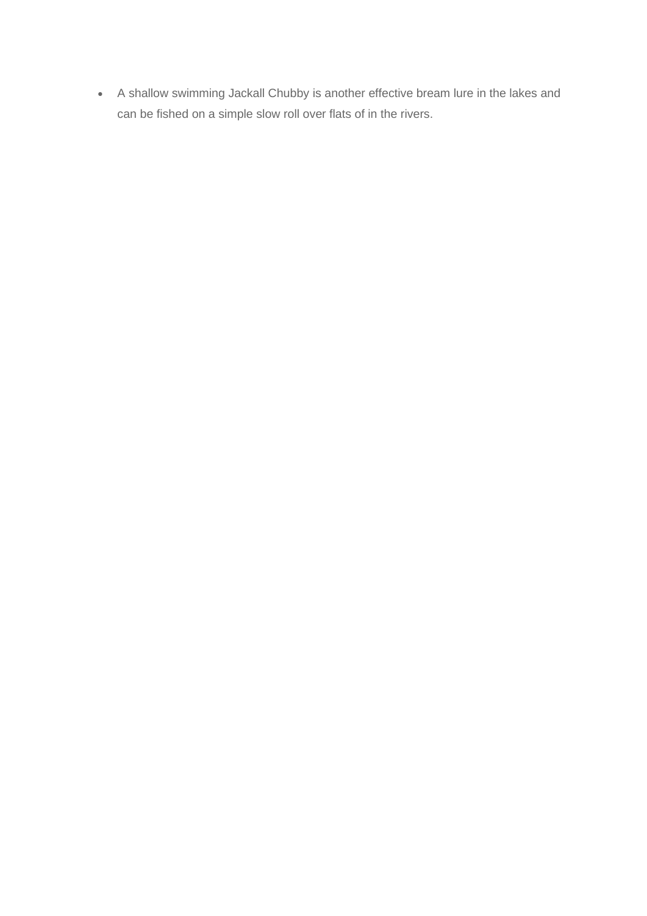- A shallow swimming Jackall Chubby is another effective bream lure in the lakes and can be fished on a simple slow roll over flats of in the rivers.